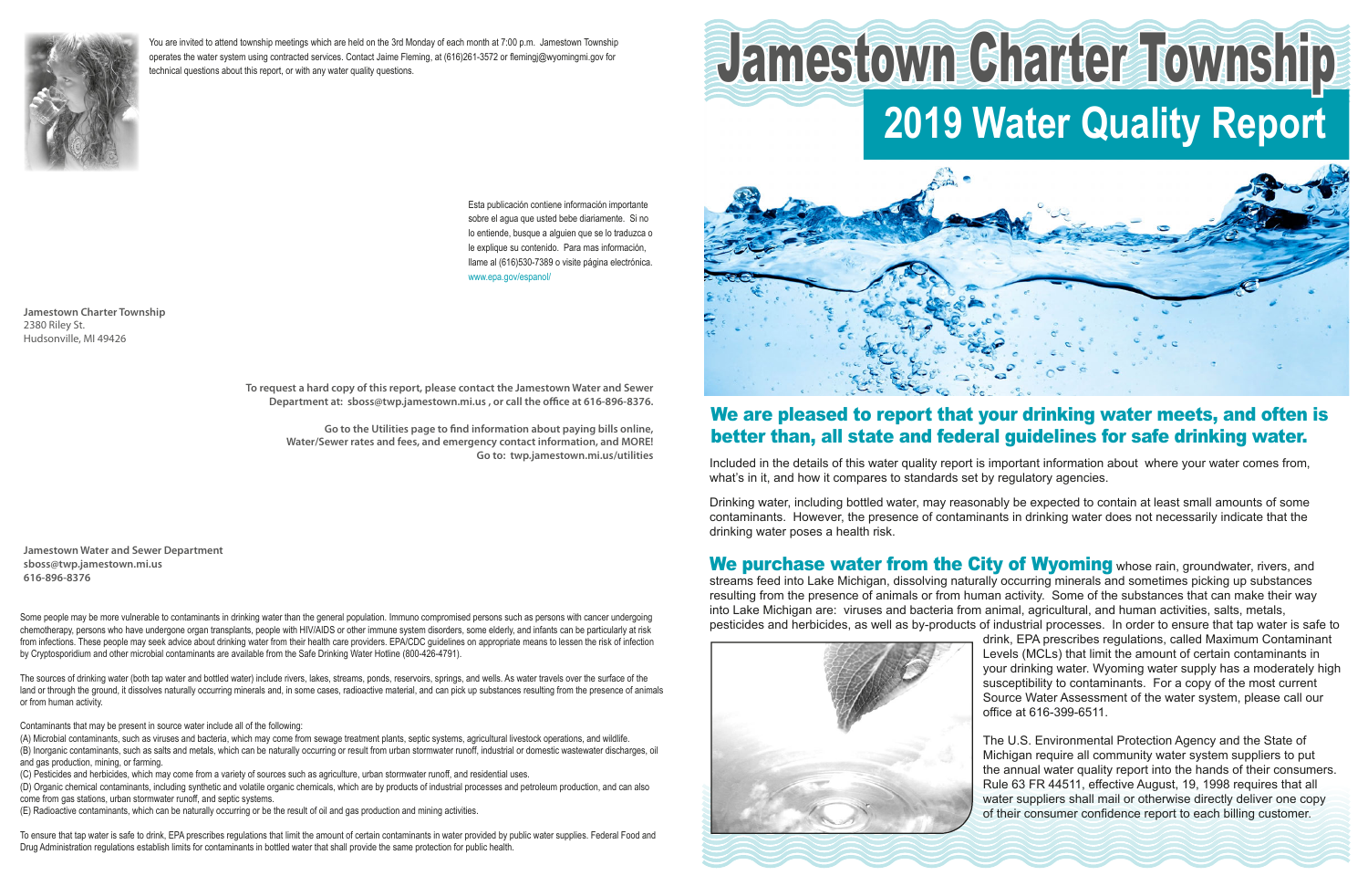# Jamestown Charter Township

## 2019 Water Quality Report

## We are pleased to report that your drinking water meets, and often is better than, all state and federal guidelines for safe drinking water.

Included in the details of this water quality report is important information about where your water comes from, what's in it, and how it compares to standards set by regulatory agencies.

Drinking water, including bottled water, may reasonably be expected to contain at least small amounts of some contaminants. However, the presence of contaminants in drinking water does not necessarily indicate that the drinking water poses a health risk.

**We purchase water from the City of Wyoming** whose rain, groundwater, rivers, and streams feed into Lake Michigan, dissolving naturally occurring minerals and sometimes picking up substances resulting from the presence of animals or from human activity. Some of the substances that can make their way into Lake Michigan are: viruses and bacteria from animal, agricultural, and human activities, salts, metals, pesticides and herbicides, as well as by-products of industrial processes. In order to ensure that tap water is safe to drink, EPA prescribes regulations, called Maximum Contaminant Levels (MCLs) that limit the amount of certain contaminants in your drinking water. Wyoming water supply has a moderately high susceptibility to contaminants. For a copy of the most current Source Water Assessment of the water system, please call our office at 616-399-6511.

The U.S. Environmental Protection Agency and the State of Michigan require all community water system suppliers to put the annual water quality report into the hands of their consumers. Rule 63 FR 44511, effective August, 19, 1998 requires that all water suppliers shall mail or otherwise directly deliver one copy of their consumer confidence report to each billing customer.

---

You are invited to attend township meetings which are held on the 3rd Monday of each month at 7:00 p.m. Jamestown Township operates the water system using contracted services. Contact Jaime Fleming, at (616)261-3572 or flemingj@wyomingmi.gov for technical questions about this report, or with any water quality questions.

Esta publicación contiene información importante sobre el agua que usted bebe diariamente. Si no lo entiende, busque a alguien que se lo traduzca o le explique su contenido. Para mas información, llame al (616)530-7389 o visite página electrónica. www.epa.gov/espanol/

**Jamestown Charter Township**
2380 Riley St.
Hudsonville, MI 49426

**To request a hard copy of this report, please contact the Jamestown Water and Sewer Department at: sboss@twp.jamestown.mi.us , or call the office at 616-896-8376.**

**Go to the Utilities page to find information about paying bills online, Water/Sewer rates and fees, and emergency contact information, and MORE! Go to: twp.jamestown.mi.us/utilities**

**Jamestown Water and Sewer Department**
**sboss@twp.jamestown.mi.us**
**616-896-8376**

Some people may be more vulnerable to contaminants in drinking water than the general population. Immuno compromised persons such as persons with cancer undergoing chemotherapy, persons who have undergone organ transplants, people with HIV/AIDS or other immune system disorders, some elderly, and infants can be particularly at risk from infections. These people may seek advice about drinking water from their health care providers. EPA/CDC guidelines on appropriate means to lessen the risk of infection by Cryptosporidium and other microbial contaminants are available from the Safe Drinking Water Hotline (800-426-4791).

The sources of drinking water (both tap water and bottled water) include rivers, lakes, streams, ponds, reservoirs, springs, and wells. As water travels over the surface of the land or through the ground, it dissolves naturally occurring minerals and, in some cases, radioactive material, and can pick up substances resulting from the presence of animals or from human activity.

Contaminants that may be present in source water include all of the following:

(A) Microbial contaminants, such as viruses and bacteria, which may come from sewage treatment plants, septic systems, agricultural livestock operations, and wildlife.
(B) Inorganic contaminants, such as salts and metals, which can be naturally occurring or result from urban stormwater runoff, industrial or domestic wastewater discharges, oil and gas production, mining, or farming.
(C) Pesticides and herbicides, which may come from a variety of sources such as agriculture, urban stormwater runoff, and residential uses.
(D) Organic chemical contaminants, including synthetic and volatile organic chemicals, which are by products of industrial processes and petroleum production, and can also come from gas stations, urban stormwater runoff, and septic systems.
(E) Radioactive contaminants, which can be naturally occurring or be the result of oil and gas production and mining activities.

To ensure that tap water is safe to drink, EPA prescribes regulations that limit the amount of certain contaminants in water provided by public water supplies. Federal Food and Drug Administration regulations establish limits for contaminants in bottled water that shall provide the same protection for public health.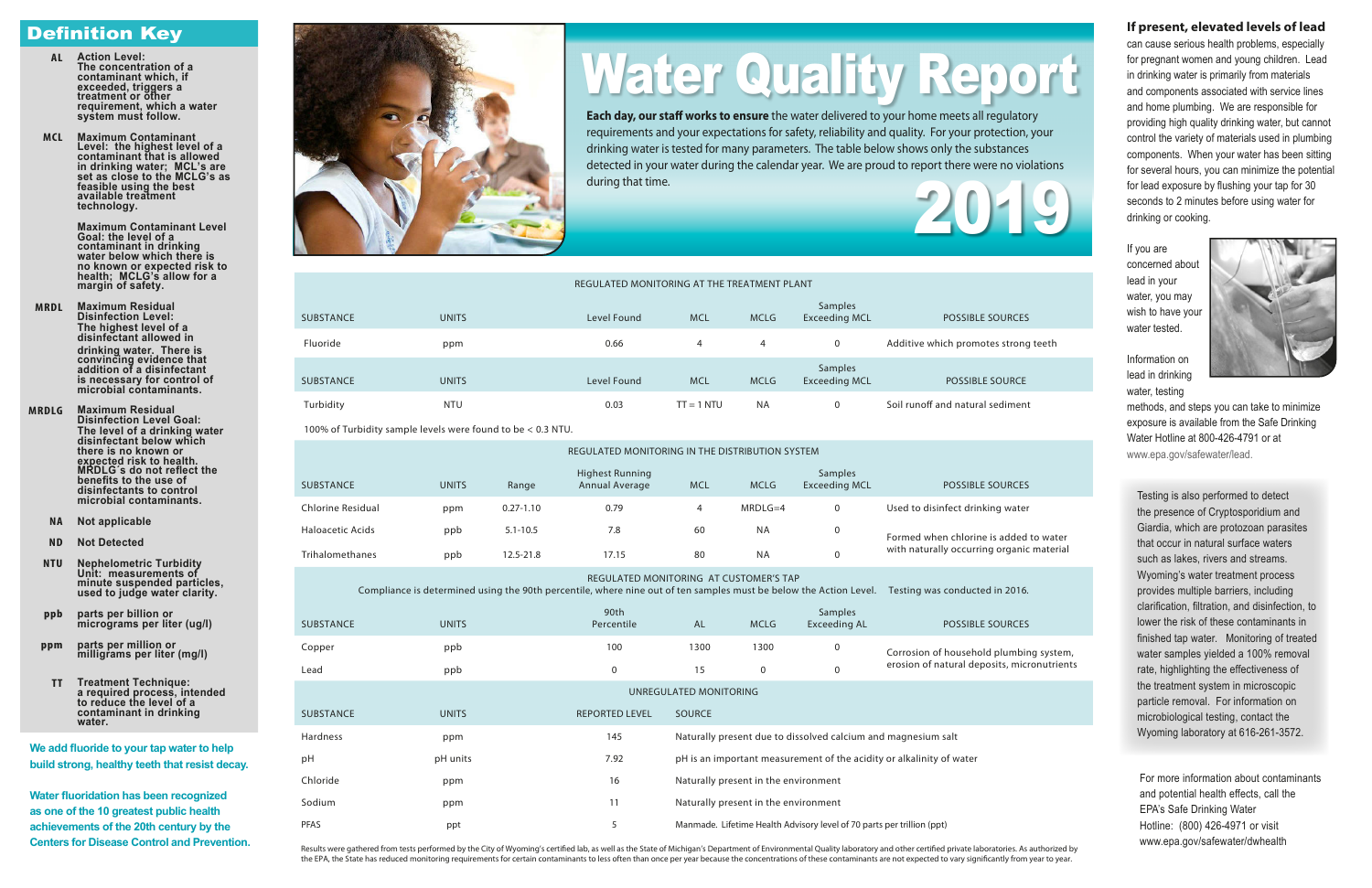## Definition Key

**AL** Action Level: The concentration of a contaminant which, if exceeded, triggers a treatment or other requirement, which a water system must follow.

**MCL** Maximum Contaminant Level: the highest level of a contaminant that is allowed in drinking water; MCL's are set as close to the MCLG's as feasible using the best available treatment technology.

Maximum Contaminant Level Goal: the level of a contaminant in drinking water below which there is no known or expected risk to health; MCLG's allow for a margin of safety.

**MRDL** Maximum Residual Disinfection Level: The highest level of a disinfectant allowed in drinking water. There is convincing evidence that addition of a disinfectant is necessary for control of microbial contaminants.

**MRDLG** Maximum Residual Disinfection Level Goal: The level of a drinking water disinfectant below which there is no known or expected risk to health. MRDLG's do not reflect the benefits to the use of disinfectants to control microbial contaminants.

**NA** Not applicable

**ND** Not Detected

**NTU** Nephelometric Turbidity Unit: measurements of minute suspended particles, used to judge water clarity.

**ppb** parts per billion or micrograms per liter (ug/l)

**ppm** parts per million or milligrams per liter (mg/l)

**TT** Treatment Technique: a required process, intended to reduce the level of a contaminant in drinking water.

We add fluoride to your tap water to help build strong, healthy teeth that resist decay.

Water fluoridation has been recognized as one of the 10 greatest public health achievements of the 20th century by the Centers for Disease Control and Prevention.

# Water Quality Report 2019

**Each day, our staff works to ensure** the water delivered to your home meets all regulatory requirements and your expectations for safety, reliability and quality. For your protection, your drinking water is tested for many parameters. The table below shows only the substances detected in your water during the calendar year. We are proud to report there were no violations during that time.

### REGULATED MONITORING AT THE TREATMENT PLANT

| SUBSTANCE | UNITS | Level Found | MCL | MCLG | Samples Exceeding MCL | POSSIBLE SOURCES |
|---|---|---|---|---|---|---|
| Fluoride | ppm | 0.66 | 4 | 4 | 0 | Additive which promotes strong teeth |

| SUBSTANCE | UNITS | Level Found | MCL | MCLG | Samples Exceeding MCL | POSSIBLE SOURCE |
|---|---|---|---|---|---|---|
| Turbidity | NTU | 0.03 | TT = 1 NTU | NA | 0 | Soil runoff and natural sediment |

100% of Turbidity sample levels were found to be < 0.3 NTU.

### REGULATED MONITORING IN THE DISTRIBUTION SYSTEM

| SUBSTANCE | UNITS | Range | Highest Running Annual Average | MCL | MCLG | Samples Exceeding MCL | POSSIBLE SOURCES |
|---|---|---|---|---|---|---|---|
| Chlorine Residual | ppm | 0.27-1.10 | 0.79 | 4 | MRDLG=4 | 0 | Used to disinfect drinking water |
| Haloacetic Acids | ppb | 5.1-10.5 | 7.8 | 60 | NA | 0 | Formed when chlorine is added to water with naturally occurring organic material |
| Trihalomethanes | ppb | 12.5-21.8 | 17.15 | 80 | NA | 0 | Formed when chlorine is added to water with naturally occurring organic material |

### REGULATED MONITORING AT CUSTOMER'S TAP

Compliance is determined using the 90th percentile, where nine out of ten samples must be below the Action Level. Testing was conducted in 2016.

| SUBSTANCE | UNITS | 90th Percentile | AL | MCLG | Samples Exceeding AL | POSSIBLE SOURCES |
|---|---|---|---|---|---|---|
| Copper | ppb | 100 | 1300 | 1300 | 0 | Corrosion of household plumbing system, erosion of natural deposits, micronutrients |
| Lead | ppb | 0 | 15 | 0 | 0 | Corrosion of household plumbing system, erosion of natural deposits, micronutrients |

### UNREGULATED MONITORING

| SUBSTANCE | UNITS | REPORTED LEVEL | SOURCE |
|---|---|---|---|
| Hardness | ppm | 145 | Naturally present due to dissolved calcium and magnesium salt |
| pH | pH units | 7.92 | pH is an important measurement of the acidity or alkalinity of water |
| Chloride | ppm | 16 | Naturally present in the environment |
| Sodium | ppm | 11 | Naturally present in the environment |
| PFAS | ppt | 5 | Manmade. Lifetime Health Advisory level of 70 parts per trillion (ppt) |

Results were gathered from tests performed by the City of Wyoming's certified lab, as well as the State of Michigan's Department of Environmental Quality laboratory and other certified private laboratories. As authorized by the EPA, the State has reduced monitoring requirements for certain contaminants to less often than once per year because the concentrations of these contaminants are not expected to vary significantly from year to year.

**If present, elevated levels of lead** can cause serious health problems, especially for pregnant women and young children. Lead in drinking water is primarily from materials and components associated with service lines and home plumbing. We are responsible for providing high quality drinking water, but cannot control the variety of materials used in plumbing components. When your water has been sitting for several hours, you can minimize the potential for lead exposure by flushing your tap for 30 seconds to 2 minutes before using water for drinking or cooking.

If you are concerned about lead in your water, you may wish to have your water tested.

Information on lead in drinking water, testing methods, and steps you can take to minimize exposure is available from the Safe Drinking Water Hotline at 800-426-4791 or at www.epa.gov/safewater/lead.

Testing is also performed to detect the presence of Cryptosporidium and Giardia, which are protozoan parasites that occur in natural surface waters such as lakes, rivers and streams. Wyoming's water treatment process provides multiple barriers, including clarification, filtration, and disinfection, to lower the risk of these contaminants in finished tap water. Monitoring of treated water samples yielded a 100% removal rate, highlighting the effectiveness of the treatment system in microscopic particle removal. For information on microbiological testing, contact the Wyoming laboratory at 616-261-3572.

For more information about contaminants and potential health effects, call the EPA's Safe Drinking Water Hotline: (800) 426-4971 or visit www.epa.gov/safewater/dwhealth